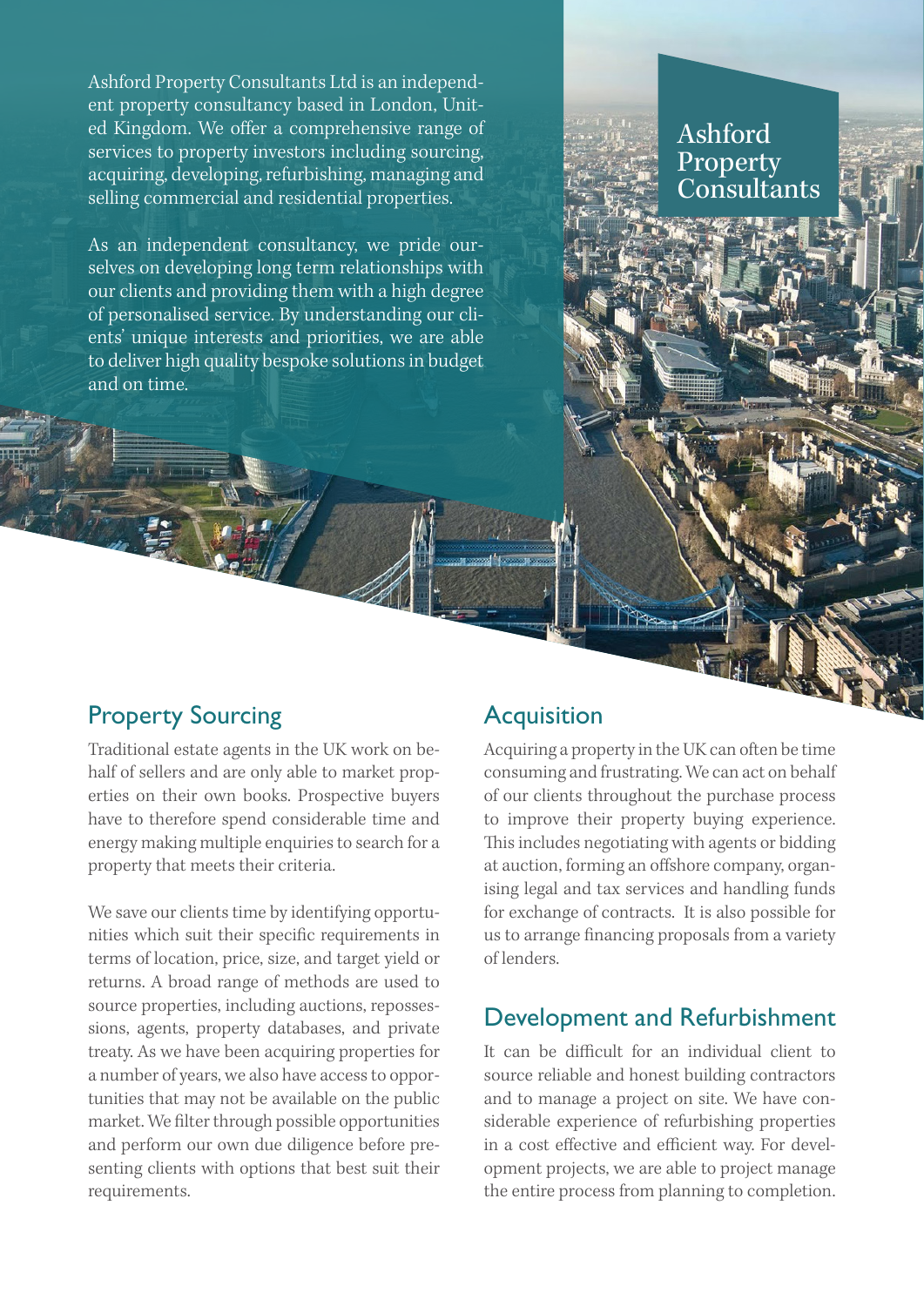# Ashford Property Consultants

Ashford Property Consultants Ltd is an independent property consultancy based in London, United Kingdom. We offer a comprehensive range of services to property investors including sourcing, acquiring, developing, refurbishing, managing and selling commercial and residential properties.

As an independent consultancy, we pride ourselves on developing long term relationships with our clients and providing them with a high degree of personalised service. By understanding our clients' unique interests and priorities, we are able to deliver high quality bespoke solutions in budget and on time.

## Property Sourcing

Traditional estate agents in the UK work on behalf of sellers and are only able to market properties on their own books. Prospective buyers have to therefore spend considerable time and energy making multiple enquiries to search for a property that meets their criteria.

We save our clients time by identifying opportunities which suit their specific requirements in terms of location, price, size, and target yield or returns. A broad range of methods are used to source properties, including auctions, repossessions, agents, property databases, and private treaty. As we have been acquiring properties for a number of years, we also have access to opportunities that may not be available on the public market. We filter through possible opportunities and perform our own due diligence before presenting clients with options that best suit their requirements.

## Acquisition

Acquiring a property in the UK can often be time consuming and frustrating. We can act on behalf of our clients throughout the purchase process to improve their property buying experience. This includes negotiating with agents or bidding at auction, forming an offshore company, organising legal and tax services and handling funds for exchange of contracts. It is also possible for us to arrange financing proposals from a variety of lenders.

## Development and Refurbishment

It can be difficult for an individual client to source reliable and honest building contractors and to manage a project on site. We have considerable experience of refurbishing properties in a cost effective and efficient way. For development projects, we are able to project manage the entire process from planning to completion.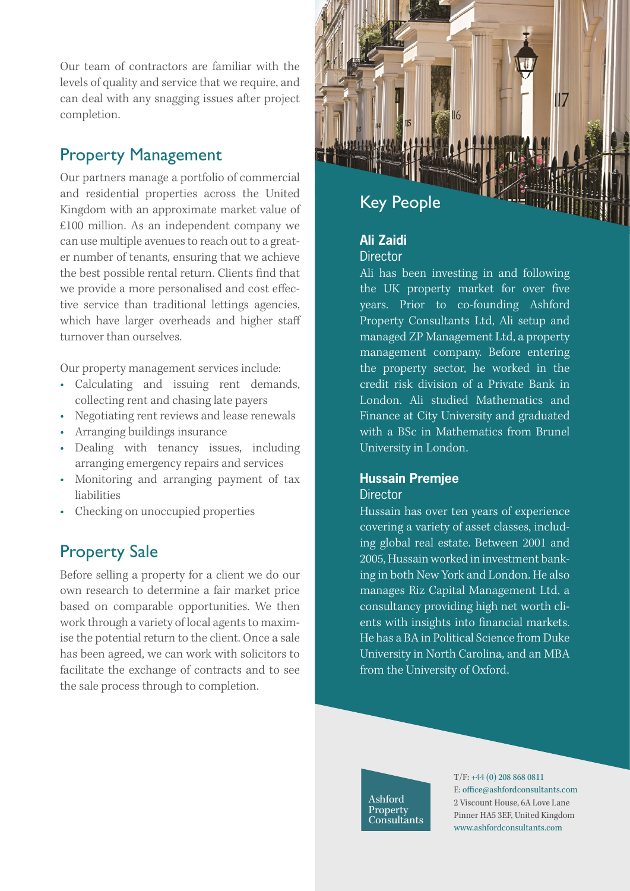Our team of contractors are familiar with the levels of quality and service that we require, and can deal with any snagging issues after project completion.

## Property Management

Our partners manage a portfolio of commercial and residential properties across the United Kingdom with an approximate market value of £100 million. As an independent company we can use multiple avenues to reach out to a greater number of tenants, ensuring that we achieve the best possible rental return. Clients find that we provide a more personalised and cost effective service than traditional lettings agencies, which have larger overheads and higher staff turnover than ourselves.

Our property management services include:

- Calculating and issuing rent demands, collecting rent and chasing late payers
- Negotiating rent reviews and lease renewals
- Arranging buildings insurance
- Dealing with tenancy issues, including arranging emergency repairs and services
- Monitoring and arranging payment of tax liabilities
- Checking on unoccupied properties

## Property Sale

Before selling a property for a client we do our own research to determine a fair market price based on comparable opportunities. We then work through a variety of local agents to maximise the potential return to the client. Once a sale has been agreed, we can work with solicitors to facilitate the exchange of contracts and to see the sale process through to completion.

## Key People

**Ali Zaidi**
Director

Ali has been investing in and following the UK property market for over five years. Prior to co-founding Ashford Property Consultants Ltd, Ali setup and managed ZP Management Ltd, a property management company. Before entering the property sector, he worked in the credit risk division of a Private Bank in London. Ali studied Mathematics and Finance at City University and graduated with a BSc in Mathematics from Brunel University in London.

**Hussain Premjee**
Director

Hussain has over ten years of experience covering a variety of asset classes, including global real estate. Between 2001 and 2005, Hussain worked in investment banking in both New York and London. He also manages Riz Capital Management Ltd, a consultancy providing high net worth clients with insights into financial markets. He has a BA in Political Science from Duke University in North Carolina, and an MBA from the University of Oxford.

Ashford Property Consultants

T/F: +44 (0) 208 868 0811
E: office@ashfordconsultants.com
2 Viscount House, 6A Love Lane
Pinner HA5 3EF, United Kingdom
www.ashfordconsultants.com